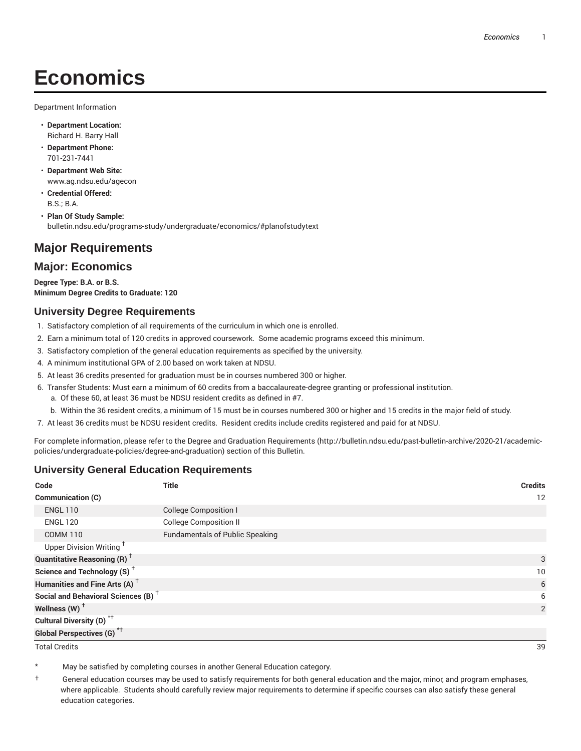# Economics

Department Information

- **Department Location:**
  Richard H. Barry Hall
- **Department Phone:**
  701-231-7441
- **Department Web Site:**
  www.ag.ndsu.edu/agecon
- **Credential Offered:**
  B.S.; B.A.
- **Plan Of Study Sample:**
  bulletin.ndsu.edu/programs-study/undergraduate/economics/#planofstudytext

## Major Requirements

## Major: Economics

**Degree Type: B.A. or B.S.**
**Minimum Degree Credits to Graduate: 120**

### University Degree Requirements

1. Satisfactory completion of all requirements of the curriculum in which one is enrolled.
2. Earn a minimum total of 120 credits in approved coursework. Some academic programs exceed this minimum.
3. Satisfactory completion of the general education requirements as specified by the university.
4. A minimum institutional GPA of 2.00 based on work taken at NDSU.
5. At least 36 credits presented for graduation must be in courses numbered 300 or higher.
6. Transfer Students: Must earn a minimum of 60 credits from a baccalaureate-degree granting or professional institution.
   a. Of these 60, at least 36 must be NDSU resident credits as defined in #7.
   b. Within the 36 resident credits, a minimum of 15 must be in courses numbered 300 or higher and 15 credits in the major field of study.
7. At least 36 credits must be NDSU resident credits. Resident credits include credits registered and paid for at NDSU.

For complete information, please refer to the Degree and Graduation Requirements (http://bulletin.ndsu.edu/past-bulletin-archive/2020-21/academic-policies/undergraduate-policies/degree-and-graduation) section of this Bulletin.

### University General Education Requirements

| Code | Title | Credits |
|---|---|---|
| **Communication (C)** | | 12 |
| ENGL 110 | College Composition I | |
| ENGL 120 | College Composition II | |
| COMM 110 | Fundamentals of Public Speaking | |
| Upper Division Writing † | | |
| **Quantitative Reasoning (R)** † | | 3 |
| **Science and Technology (S)** † | | 10 |
| **Humanities and Fine Arts (A)** † | | 6 |
| **Social and Behavioral Sciences (B)** † | | 6 |
| **Wellness (W)** † | | 2 |
| **Cultural Diversity (D)** *† | | |
| **Global Perspectives (G)** *† | | |
| Total Credits | | 39 |

\* May be satisfied by completing courses in another General Education category.

† General education courses may be used to satisfy requirements for both general education and the major, minor, and program emphases, where applicable. Students should carefully review major requirements to determine if specific courses can also satisfy these general education categories.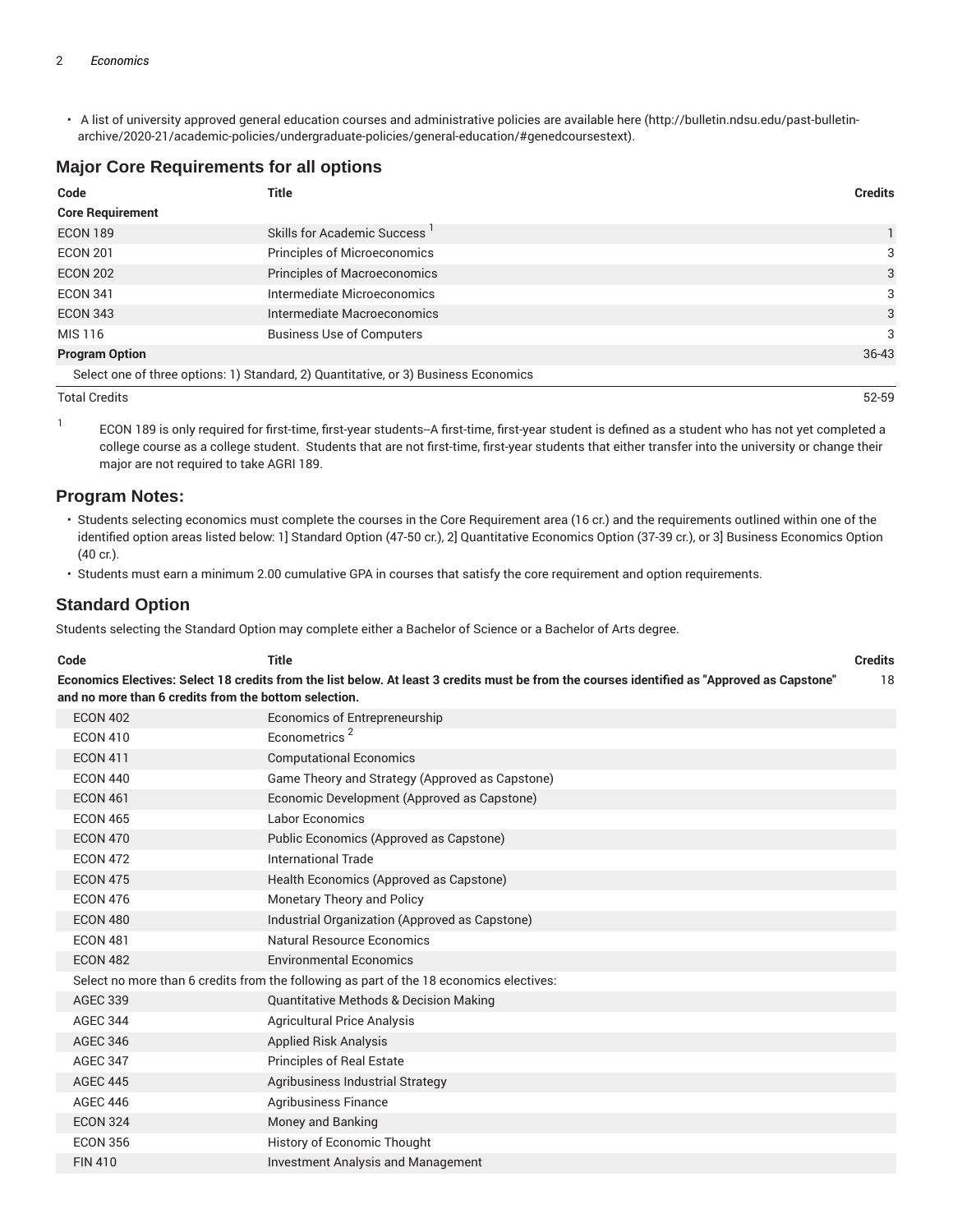- A list of university approved general education courses and administrative policies are available here (http://bulletin.ndsu.edu/past-bulletin-archive/2020-21/academic-policies/undergraduate-policies/general-education/#genedcoursestext).

## Major Core Requirements for all options

| Code | Title | Credits |
|---|---|---|
| **Core Requirement** | | |
| ECON 189 | Skills for Academic Success [1] | 1 |
| ECON 201 | Principles of Microeconomics | 3 |
| ECON 202 | Principles of Macroeconomics | 3 |
| ECON 341 | Intermediate Microeconomics | 3 |
| ECON 343 | Intermediate Macroeconomics | 3 |
| MIS 116 | Business Use of Computers | 3 |
| **Program Option** | | 36-43 |
| Select one of three options: 1) Standard, 2) Quantitative, or 3) Business Economics | | |
| Total Credits | | 52-59 |

[1] ECON 189 is only required for first-time, first-year students--A first-time, first-year student is defined as a student who has not yet completed a college course as a college student. Students that are not first-time, first-year students that either transfer into the university or change their major are not required to take AGRI 189.

## Program Notes:

- Students selecting economics must complete the courses in the Core Requirement area (16 cr.) and the requirements outlined within one of the identified option areas listed below: 1] Standard Option (47-50 cr.), 2] Quantitative Economics Option (37-39 cr.), or 3] Business Economics Option (40 cr.).
- Students must earn a minimum 2.00 cumulative GPA in courses that satisfy the core requirement and option requirements.

## Standard Option

Students selecting the Standard Option may complete either a Bachelor of Science or a Bachelor of Arts degree.

| Code | Title | Credits |
|---|---|---|
| **Economics Electives: Select 18 credits from the list below. At least 3 credits must be from the courses identified as "Approved as Capstone" and no more than 6 credits from the bottom selection.** | | 18 |
| ECON 402 | Economics of Entrepreneurship | |
| ECON 410 | Econometrics [2] | |
| ECON 411 | Computational Economics | |
| ECON 440 | Game Theory and Strategy (Approved as Capstone) | |
| ECON 461 | Economic Development (Approved as Capstone) | |
| ECON 465 | Labor Economics | |
| ECON 470 | Public Economics (Approved as Capstone) | |
| ECON 472 | International Trade | |
| ECON 475 | Health Economics (Approved as Capstone) | |
| ECON 476 | Monetary Theory and Policy | |
| ECON 480 | Industrial Organization (Approved as Capstone) | |
| ECON 481 | Natural Resource Economics | |
| ECON 482 | Environmental Economics | |
| Select no more than 6 credits from the following as part of the 18 economics electives: | | |
| AGEC 339 | Quantitative Methods & Decision Making | |
| AGEC 344 | Agricultural Price Analysis | |
| AGEC 346 | Applied Risk Analysis | |
| AGEC 347 | Principles of Real Estate | |
| AGEC 445 | Agribusiness Industrial Strategy | |
| AGEC 446 | Agribusiness Finance | |
| ECON 324 | Money and Banking | |
| ECON 356 | History of Economic Thought | |
| FIN 410 | Investment Analysis and Management | |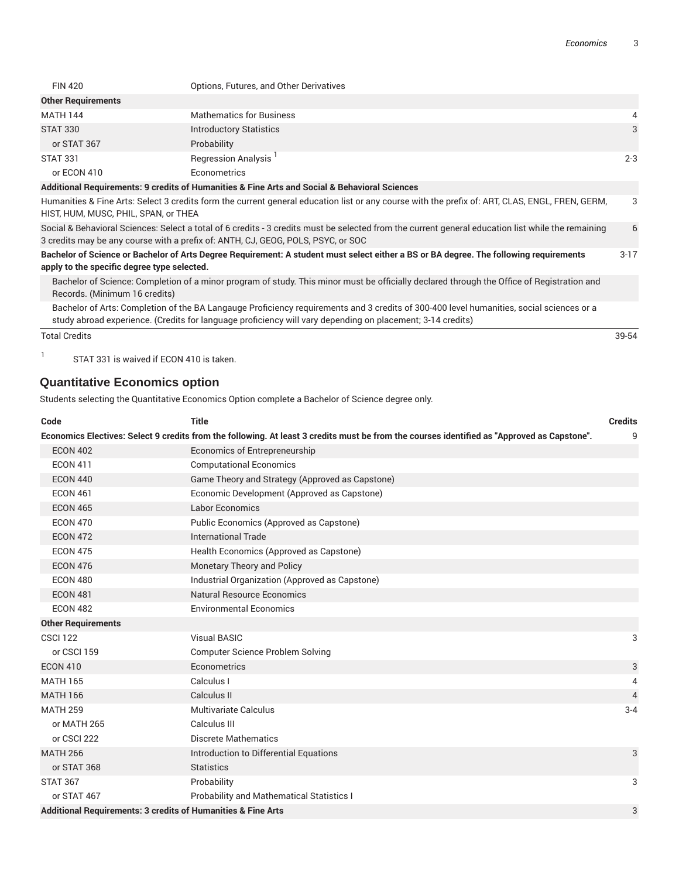| | | |
|---|---|---|
| FIN 420 | Options, Futures, and Other Derivatives | |
| **Other Requirements** | | |
| MATH 144 | Mathematics for Business | 4 |
| STAT 330 | Introductory Statistics | 3 |
| or STAT 367 | Probability | |
| STAT 331 | Regression Analysis [1] | 2-3 |
| or ECON 410 | Econometrics | |
| **Additional Requirements: 9 credits of Humanities & Fine Arts and Social & Behavioral Sciences** | | |
| Humanities & Fine Arts: Select 3 credits form the current general education list or any course with the prefix of: ART, CLAS, ENGL, FREN, GERM, HIST, HUM, MUSC, PHIL, SPAN, or THEA | | 3 |
| Social & Behavioral Sciences: Select a total of 6 credits - 3 credits must be selected from the current general education list while the remaining 3 credits may be any course with a prefix of: ANTH, CJ, GEOG, POLS, PSYC, or SOC | | 6 |
| **Bachelor of Science or Bachelor of Arts Degree Requirement: A student must select either a BS or BA degree. The following requirements apply to the specific degree type selected.** | | 3-17 |
| Bachelor of Science: Completion of a minor program of study. This minor must be officially declared through the Office of Registration and Records. (Minimum 16 credits) | | |
| Bachelor of Arts: Completion of the BA Langauge Proficiency requirements and 3 credits of 300-400 level humanities, social sciences or a study abroad experience. (Credits for language proficiency will vary depending on placement; 3-14 credits) | | |
| Total Credits | | 39-54 |

[1] STAT 331 is waived if ECON 410 is taken.

## Quantitative Economics option

Students selecting the Quantitative Economics Option complete a Bachelor of Science degree only.

| Code | Title | Credits |
|---|---|---|
| **Economics Electives: Select 9 credits from the following. At least 3 credits must be from the courses identified as "Approved as Capstone".** | | 9 |
| ECON 402 | Economics of Entrepreneurship | |
| ECON 411 | Computational Economics | |
| ECON 440 | Game Theory and Strategy (Approved as Capstone) | |
| ECON 461 | Economic Development (Approved as Capstone) | |
| ECON 465 | Labor Economics | |
| ECON 470 | Public Economics (Approved as Capstone) | |
| ECON 472 | International Trade | |
| ECON 475 | Health Economics (Approved as Capstone) | |
| ECON 476 | Monetary Theory and Policy | |
| ECON 480 | Industrial Organization (Approved as Capstone) | |
| ECON 481 | Natural Resource Economics | |
| ECON 482 | Environmental Economics | |
| **Other Requirements** | | |
| CSCI 122 | Visual BASIC | 3 |
| or CSCI 159 | Computer Science Problem Solving | |
| ECON 410 | Econometrics | 3 |
| MATH 165 | Calculus I | 4 |
| MATH 166 | Calculus II | 4 |
| MATH 259 | Multivariate Calculus | 3-4 |
| or MATH 265 | Calculus III | |
| or CSCI 222 | Discrete Mathematics | |
| MATH 266 | Introduction to Differential Equations | 3 |
| or STAT 368 | Statistics | |
| STAT 367 | Probability | 3 |
| or STAT 467 | Probability and Mathematical Statistics I | |
| **Additional Requirements: 3 credits of Humanities & Fine Arts** | | 3 |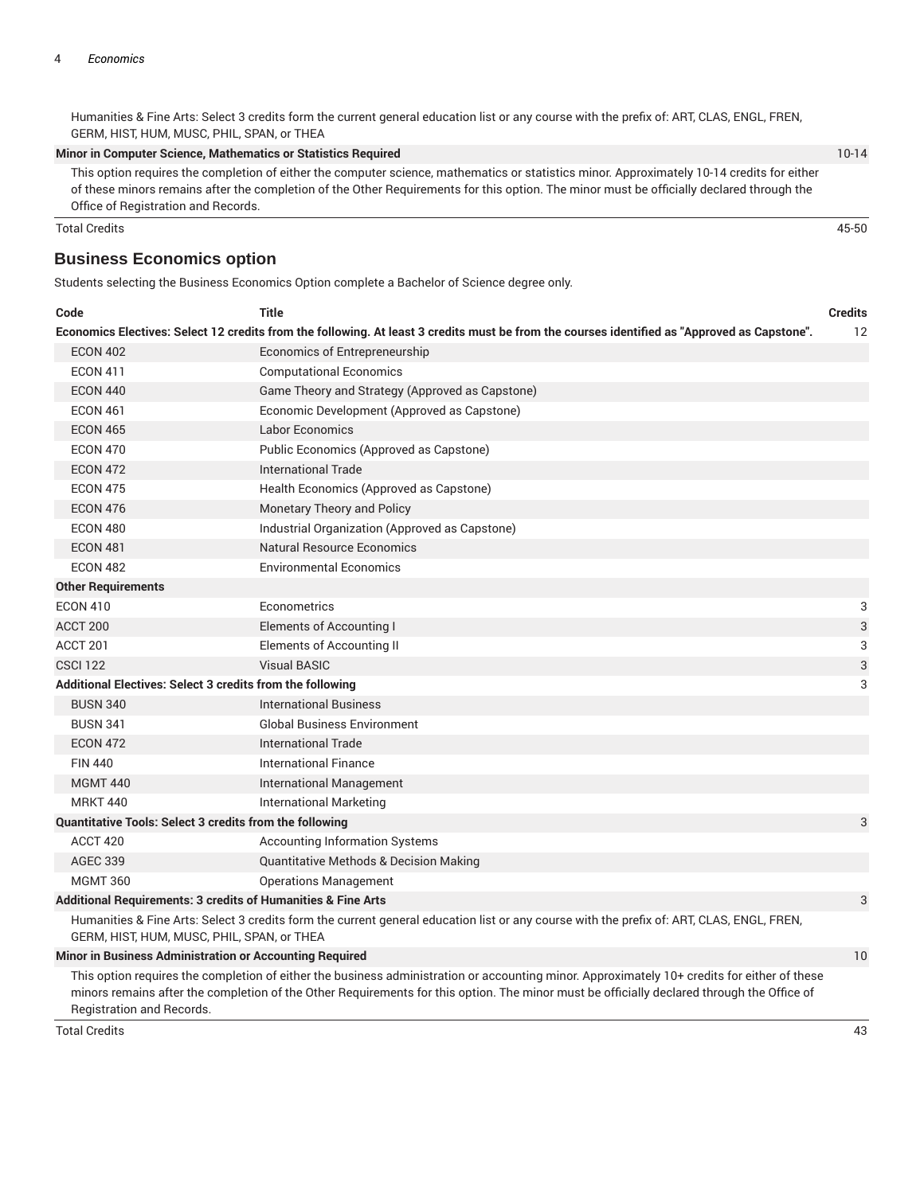| | | |
|---|---|---|
| Humanities & Fine Arts: Select 3 credits form the current general education list or any course with the prefix of: ART, CLAS, ENGL, FREN, GERM, HIST, HUM, MUSC, PHIL, SPAN, or THEA | | |
| **Minor in Computer Science, Mathematics or Statistics Required** | | 10-14 |
| This option requires the completion of either the computer science, mathematics or statistics minor. Approximately 10-14 credits for either of these minors remains after the completion of the Other Requirements for this option. The minor must be officially declared through the Office of Registration and Records. | | |
| Total Credits | | 45-50 |

## Business Economics option

Students selecting the Business Economics Option complete a Bachelor of Science degree only.

| Code | Title | Credits |
|---|---|---|
| **Economics Electives: Select 12 credits from the following. At least 3 credits must be from the courses identified as "Approved as Capstone".** | | 12 |
| ECON 402 | Economics of Entrepreneurship | |
| ECON 411 | Computational Economics | |
| ECON 440 | Game Theory and Strategy (Approved as Capstone) | |
| ECON 461 | Economic Development (Approved as Capstone) | |
| ECON 465 | Labor Economics | |
| ECON 470 | Public Economics (Approved as Capstone) | |
| ECON 472 | International Trade | |
| ECON 475 | Health Economics (Approved as Capstone) | |
| ECON 476 | Monetary Theory and Policy | |
| ECON 480 | Industrial Organization (Approved as Capstone) | |
| ECON 481 | Natural Resource Economics | |
| ECON 482 | Environmental Economics | |
| **Other Requirements** | | |
| ECON 410 | Econometrics | 3 |
| ACCT 200 | Elements of Accounting I | 3 |
| ACCT 201 | Elements of Accounting II | 3 |
| CSCI 122 | Visual BASIC | 3 |
| **Additional Electives: Select 3 credits from the following** | | 3 |
| BUSN 340 | International Business | |
| BUSN 341 | Global Business Environment | |
| ECON 472 | International Trade | |
| FIN 440 | International Finance | |
| MGMT 440 | International Management | |
| MRKT 440 | International Marketing | |
| **Quantitative Tools: Select 3 credits from the following** | | 3 |
| ACCT 420 | Accounting Information Systems | |
| AGEC 339 | Quantitative Methods & Decision Making | |
| MGMT 360 | Operations Management | |
| **Additional Requirements: 3 credits of Humanities & Fine Arts** | | 3 |
| Humanities & Fine Arts: Select 3 credits form the current general education list or any course with the prefix of: ART, CLAS, ENGL, FREN, GERM, HIST, HUM, MUSC, PHIL, SPAN, or THEA | | |
| **Minor in Business Administration or Accounting Required** | | 10 |
| This option requires the completion of either the business administration or accounting minor. Approximately 10+ credits for either of these minors remains after the completion of the Other Requirements for this option. The minor must be officially declared through the Office of Registration and Records. | | |
| Total Credits | | 43 |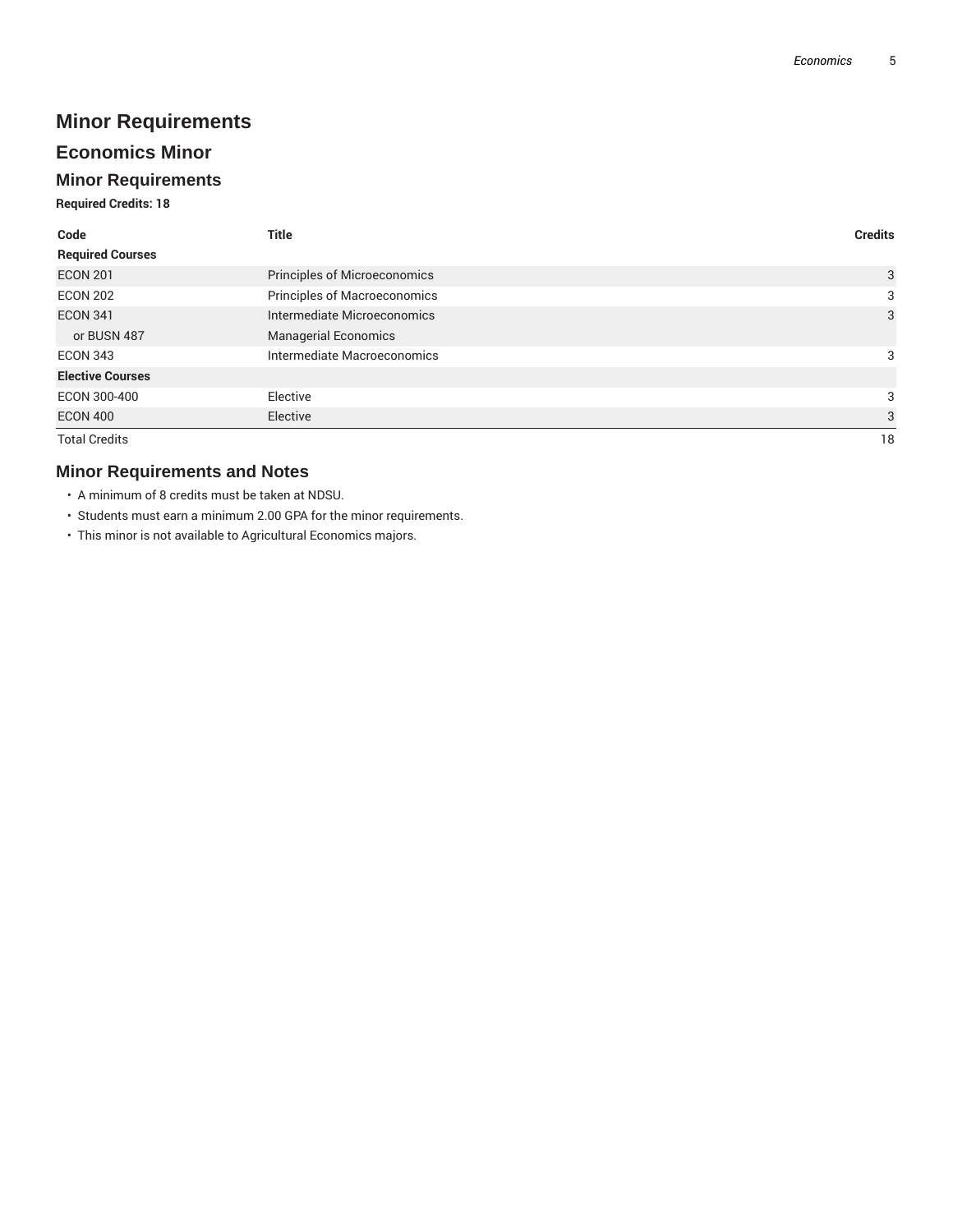# Minor Requirements

## Economics Minor

### Minor Requirements

**Required Credits: 18**

| Code | Title | Credits |
| --- | --- | --- |
| **Required Courses** | | |
| ECON 201 | Principles of Microeconomics | 3 |
| ECON 202 | Principles of Macroeconomics | 3 |
| ECON 341 | Intermediate Microeconomics | 3 |
| or BUSN 487 | Managerial Economics | |
| ECON 343 | Intermediate Macroeconomics | 3 |
| **Elective Courses** | | |
| ECON 300-400 | Elective | 3 |
| ECON 400 | Elective | 3 |
| Total Credits | | 18 |

### Minor Requirements and Notes

- A minimum of 8 credits must be taken at NDSU.
- Students must earn a minimum 2.00 GPA for the minor requirements.
- This minor is not available to Agricultural Economics majors.